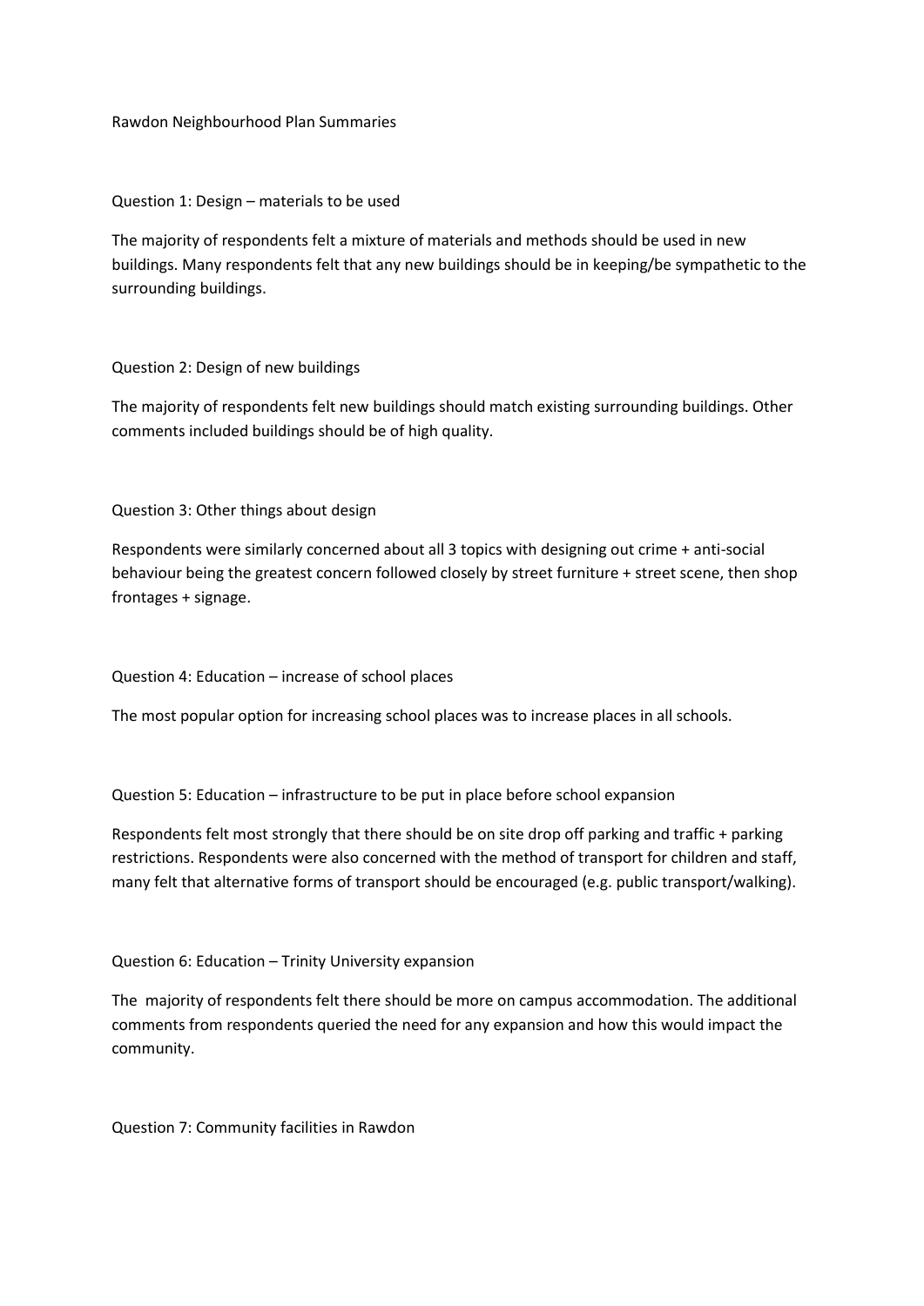# Rawdon Neighbourhood Plan Summaries

## Question 1: Design – materials to be used

The majority of respondents felt a mixture of materials and methods should be used in new buildings. Many respondents felt that any new buildings should be in keeping/be sympathetic to the surrounding buildings.

## Question 2: Design of new buildings

The majority of respondents felt new buildings should match existing surrounding buildings. Other comments included buildings should be of high quality.

## Question 3: Other things about design

Respondents were similarly concerned about all 3 topics with designing out crime + anti-social behaviour being the greatest concern followed closely by street furniture + street scene, then shop frontages + signage.

## Question 4: Education – increase of school places

The most popular option for increasing school places was to increase places in all schools.

## Question 5: Education – infrastructure to be put in place before school expansion

Respondents felt most strongly that there should be on site drop off parking and traffic + parking restrictions. Respondents were also concerned with the method of transport for children and staff, many felt that alternative forms of transport should be encouraged (e.g. public transport/walking).

## Question 6: Education – Trinity University expansion

The majority of respondents felt there should be more on campus accommodation. The additional comments from respondents queried the need for any expansion and how this would impact the community.

## Question 7: Community facilities in Rawdon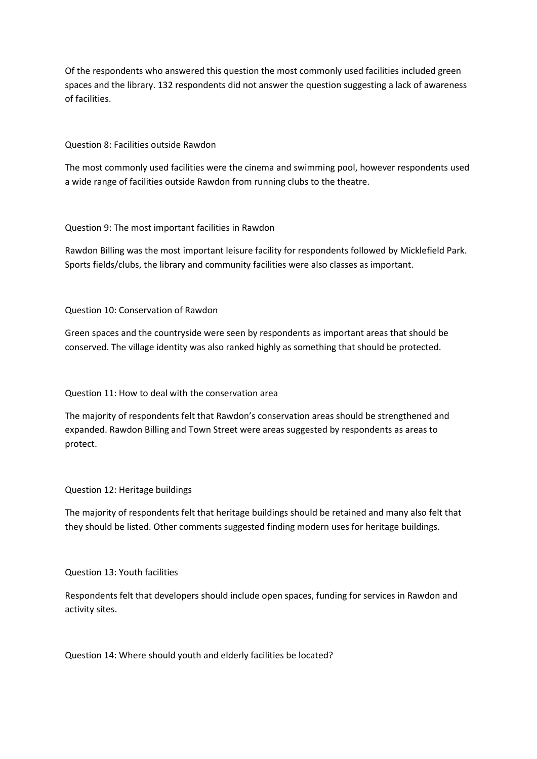Of the respondents who answered this question the most commonly used facilities included green spaces and the library. 132 respondents did not answer the question suggesting a lack of awareness of facilities.

### Question 8: Facilities outside Rawdon

The most commonly used facilities were the cinema and swimming pool, however respondents used a wide range of facilities outside Rawdon from running clubs to the theatre.

### Question 9: The most important facilities in Rawdon

Rawdon Billing was the most important leisure facility for respondents followed by Micklefield Park. Sports fields/clubs, the library and community facilities were also classes as important.

### Question 10: Conservation of Rawdon

Green spaces and the countryside were seen by respondents as important areas that should be conserved. The village identity was also ranked highly as something that should be protected.

### Question 11: How to deal with the conservation area

The majority of respondents felt that Rawdon's conservation areas should be strengthened and expanded. Rawdon Billing and Town Street were areas suggested by respondents as areas to protect.

### Question 12: Heritage buildings

The majority of respondents felt that heritage buildings should be retained and many also felt that they should be listed. Other comments suggested finding modern uses for heritage buildings.

### Question 13: Youth facilities

Respondents felt that developers should include open spaces, funding for services in Rawdon and activity sites.

### Question 14: Where should youth and elderly facilities be located?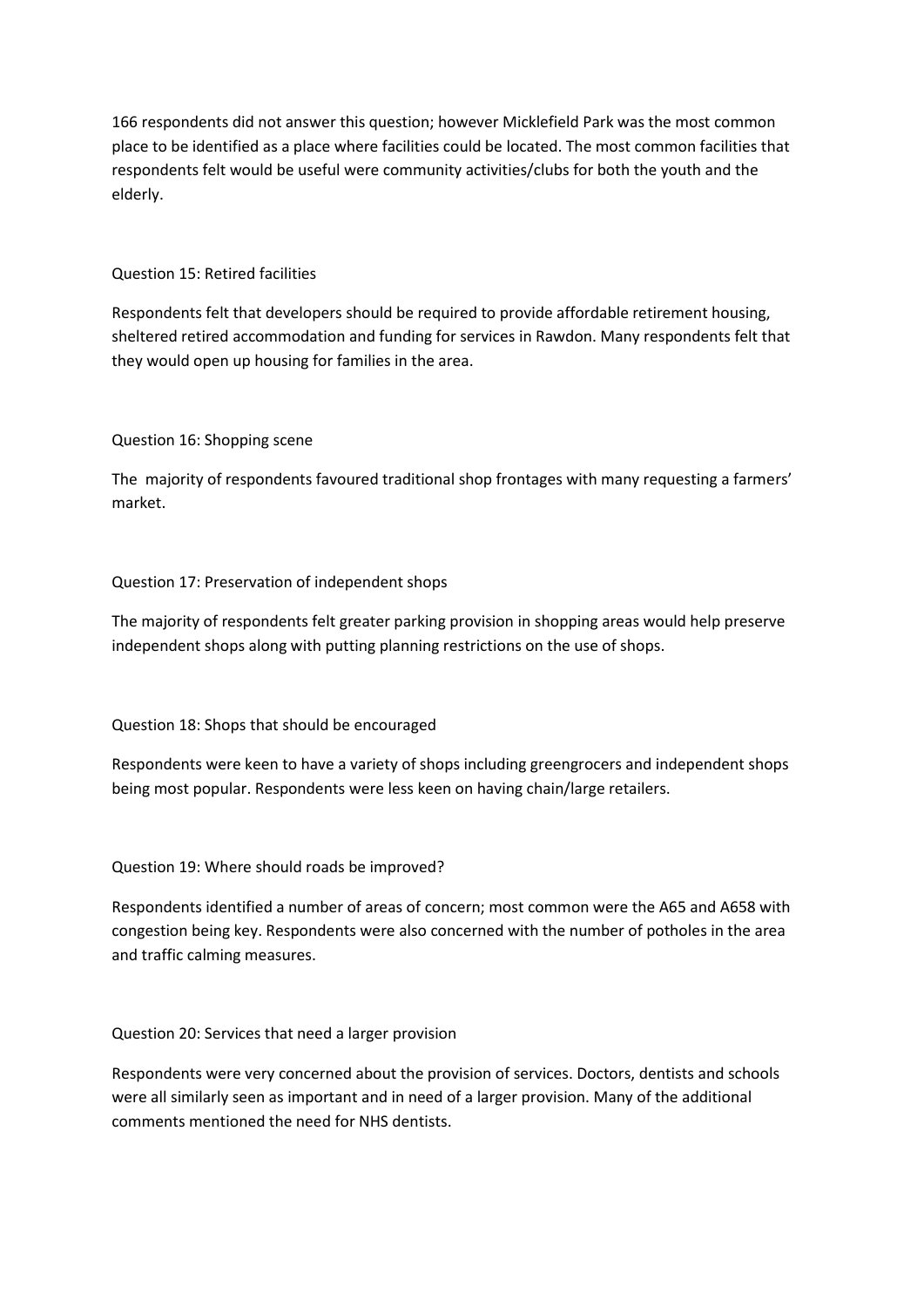166 respondents did not answer this question; however Micklefield Park was the most common place to be identified as a place where facilities could be located. The most common facilities that respondents felt would be useful were community activities/clubs for both the youth and the elderly.

Question 15: Retired facilities

Respondents felt that developers should be required to provide affordable retirement housing, sheltered retired accommodation and funding for services in Rawdon. Many respondents felt that they would open up housing for families in the area.

Question 16: Shopping scene

The majority of respondents favoured traditional shop frontages with many requesting a farmers' market.

Question 17: Preservation of independent shops

The majority of respondents felt greater parking provision in shopping areas would help preserve independent shops along with putting planning restrictions on the use of shops.

Question 18: Shops that should be encouraged

Respondents were keen to have a variety of shops including greengrocers and independent shops being most popular. Respondents were less keen on having chain/large retailers.

Question 19: Where should roads be improved?

Respondents identified a number of areas of concern; most common were the A65 and A658 with congestion being key. Respondents were also concerned with the number of potholes in the area and traffic calming measures.

Question 20: Services that need a larger provision

Respondents were very concerned about the provision of services. Doctors, dentists and schools were all similarly seen as important and in need of a larger provision. Many of the additional comments mentioned the need for NHS dentists.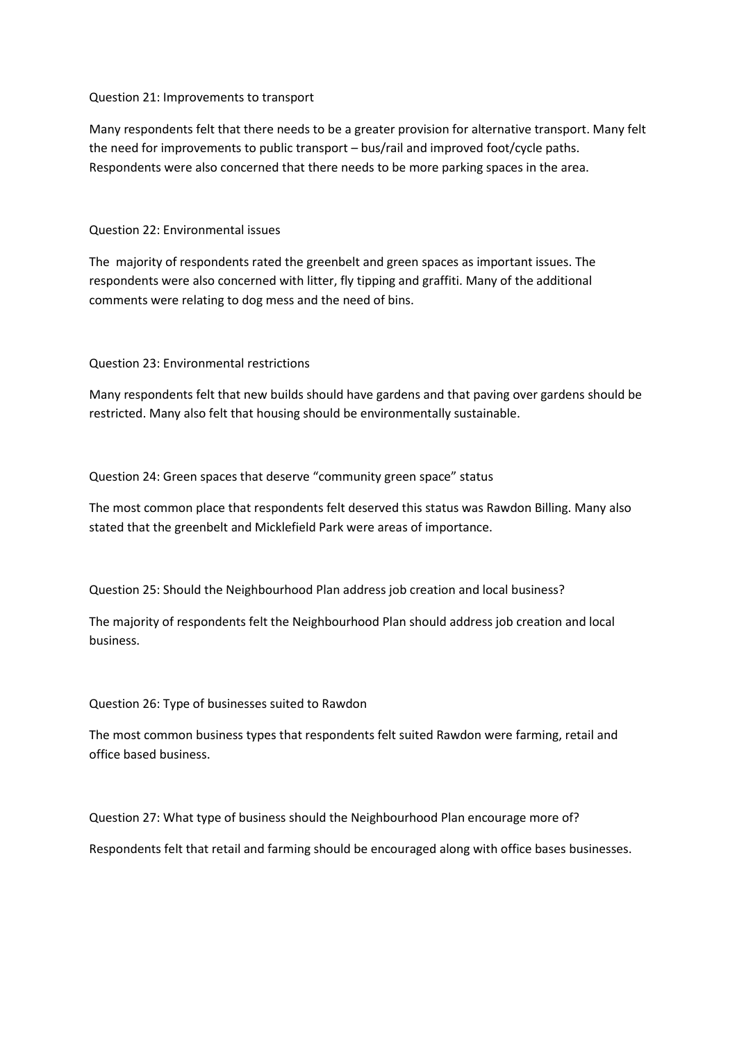Question 21: Improvements to transport

Many respondents felt that there needs to be a greater provision for alternative transport. Many felt the need for improvements to public transport – bus/rail and improved foot/cycle paths. Respondents were also concerned that there needs to be more parking spaces in the area.

Question 22: Environmental issues

The majority of respondents rated the greenbelt and green spaces as important issues. The respondents were also concerned with litter, fly tipping and graffiti. Many of the additional comments were relating to dog mess and the need of bins.

Question 23: Environmental restrictions

Many respondents felt that new builds should have gardens and that paving over gardens should be restricted. Many also felt that housing should be environmentally sustainable.

Question 24: Green spaces that deserve "community green space" status

The most common place that respondents felt deserved this status was Rawdon Billing. Many also stated that the greenbelt and Micklefield Park were areas of importance.

Question 25: Should the Neighbourhood Plan address job creation and local business?

The majority of respondents felt the Neighbourhood Plan should address job creation and local business.

Question 26: Type of businesses suited to Rawdon

The most common business types that respondents felt suited Rawdon were farming, retail and office based business.

Question 27: What type of business should the Neighbourhood Plan encourage more of?

Respondents felt that retail and farming should be encouraged along with office bases businesses.